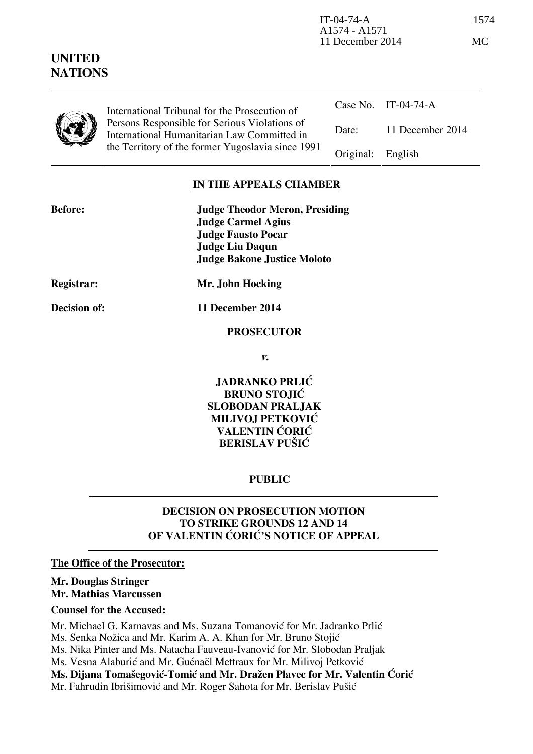IT-04-74-A
A1574 - A1571
11 December 2014

1574

MC

**UNITED NATIONS**

International Tribunal for the Prosecution of Persons Responsible for Serious Violations of International Humanitarian Law Committed in the Territory of the former Yugoslavia since 1991

| | |
|---|---|
| Case No. | IT-04-74-A |
| Date: | 11 December 2014 |
| Original: | English |

**IN THE APPEALS CHAMBER**

**Before:** **Judge Theodor Meron, Presiding**
**Judge Carmel Agius**
**Judge Fausto Pocar**
**Judge Liu Daqun**
**Judge Bakone Justice Moloto**

**Registrar:** **Mr. John Hocking**

**Decision of:** **11 December 2014**

**PROSECUTOR**

***v.***

**JADRANKO PRLIĆ**
**BRUNO STOJIĆ**
**SLOBODAN PRALJAK**
**MILIVOJ PETKOVIĆ**
**VALENTIN ĆORIĆ**
**BERISLAV PUŠIĆ**

**PUBLIC**

**DECISION ON PROSECUTION MOTION TO STRIKE GROUNDS 12 AND 14 OF VALENTIN ĆORIĆ'S NOTICE OF APPEAL**

**The Office of the Prosecutor:**

**Mr. Douglas Stringer**
**Mr. Mathias Marcussen**

**Counsel for the Accused:**

Mr. Michael G. Karnavas and Ms. Suzana Tomanović for Mr. Jadranko Prlić
Ms. Senka Nožica and Mr. Karim A. A. Khan for Mr. Bruno Stojić
Ms. Nika Pinter and Ms. Natacha Fauveau-Ivanović for Mr. Slobodan Praljak
Ms. Vesna Alaburić and Mr. Guénaël Mettraux for Mr. Milivoj Petković
**Ms. Dijana Tomašegović-Tomić and Mr. Dražen Plavec for Mr. Valentin Ćorić**
Mr. Fahrudin Ibrišimović and Mr. Roger Sahota for Mr. Berislav Pušić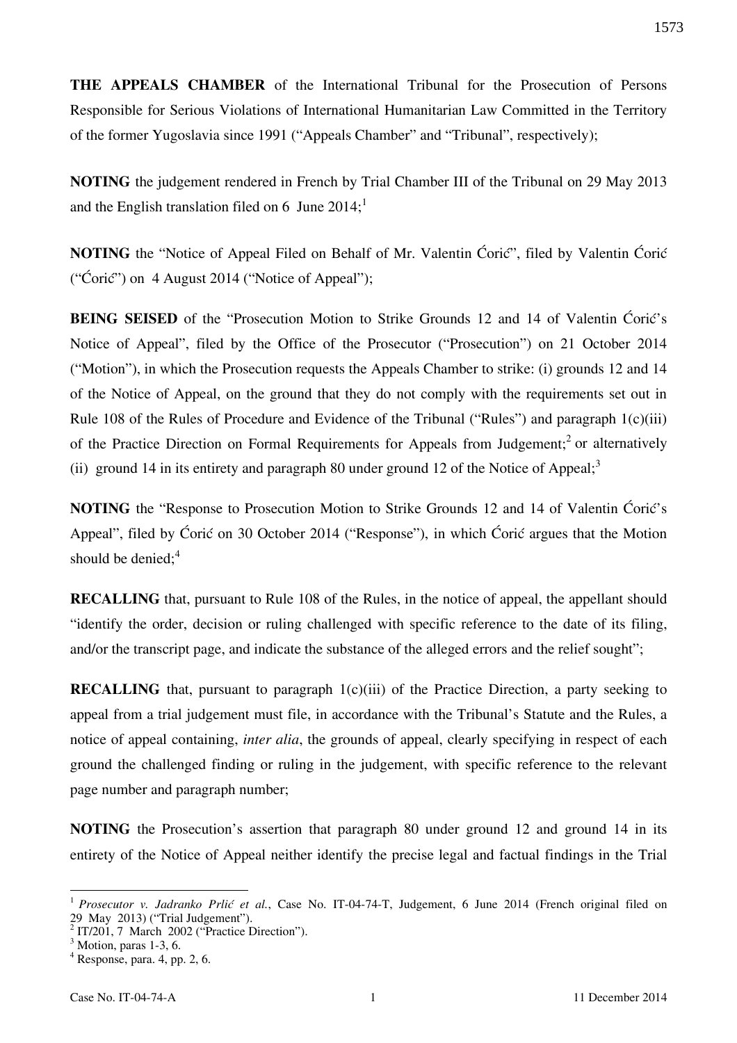**THE APPEALS CHAMBER** of the International Tribunal for the Prosecution of Persons Responsible for Serious Violations of International Humanitarian Law Committed in the Territory of the former Yugoslavia since 1991 ("Appeals Chamber" and "Tribunal", respectively);

**NOTING** the judgement rendered in French by Trial Chamber III of the Tribunal on 29 May 2013 and the English translation filed on 6 June 2014;[1]

**NOTING** the "Notice of Appeal Filed on Behalf of Mr. Valentin Ćorić", filed by Valentin Ćorić ("Ćorić") on 4 August 2014 ("Notice of Appeal");

**BEING SEISED** of the "Prosecution Motion to Strike Grounds 12 and 14 of Valentin Ćorić's Notice of Appeal", filed by the Office of the Prosecutor ("Prosecution") on 21 October 2014 ("Motion"), in which the Prosecution requests the Appeals Chamber to strike: (i) grounds 12 and 14 of the Notice of Appeal, on the ground that they do not comply with the requirements set out in Rule 108 of the Rules of Procedure and Evidence of the Tribunal ("Rules") and paragraph 1(c)(iii) of the Practice Direction on Formal Requirements for Appeals from Judgement;[2] or alternatively (ii) ground 14 in its entirety and paragraph 80 under ground 12 of the Notice of Appeal;[3]

**NOTING** the "Response to Prosecution Motion to Strike Grounds 12 and 14 of Valentin Ćorić's Appeal", filed by Ćorić on 30 October 2014 ("Response"), in which Ćorić argues that the Motion should be denied;[4]

**RECALLING** that, pursuant to Rule 108 of the Rules, in the notice of appeal, the appellant should "identify the order, decision or ruling challenged with specific reference to the date of its filing, and/or the transcript page, and indicate the substance of the alleged errors and the relief sought";

**RECALLING** that, pursuant to paragraph 1(c)(iii) of the Practice Direction, a party seeking to appeal from a trial judgement must file, in accordance with the Tribunal's Statute and the Rules, a notice of appeal containing, *inter alia*, the grounds of appeal, clearly specifying in respect of each ground the challenged finding or ruling in the judgement, with specific reference to the relevant page number and paragraph number;

**NOTING** the Prosecution's assertion that paragraph 80 under ground 12 and ground 14 in its entirety of the Notice of Appeal neither identify the precise legal and factual findings in the Trial

---

[1] *Prosecutor v. Jadranko Prlić et al.*, Case No. IT-04-74-T, Judgement, 6 June 2014 (French original filed on 29 May 2013) ("Trial Judgement").

[2] IT/201, 7 March 2002 ("Practice Direction").

[3] Motion, paras 1-3, 6.

[4] Response, para. 4, pp. 2, 6.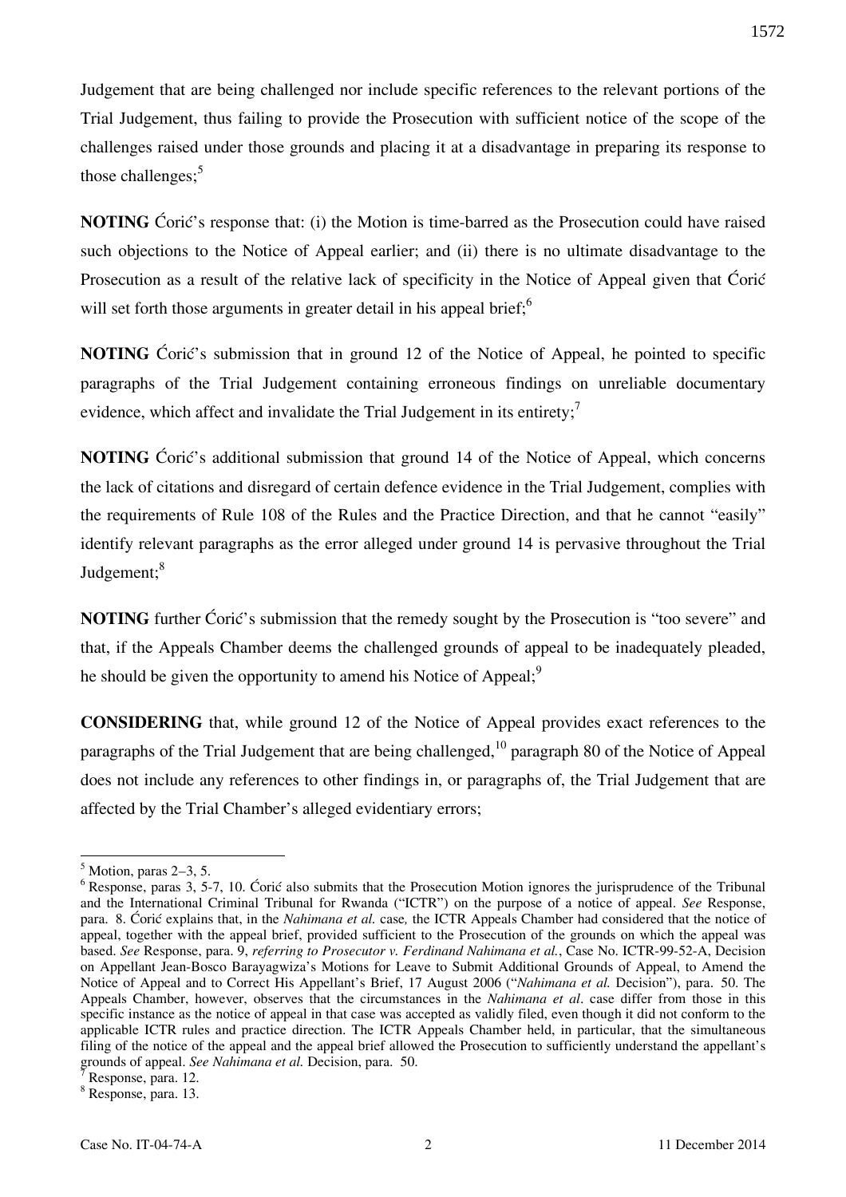Judgement that are being challenged nor include specific references to the relevant portions of the Trial Judgement, thus failing to provide the Prosecution with sufficient notice of the scope of the challenges raised under those grounds and placing it at a disadvantage in preparing its response to those challenges;[5]

**NOTING** Ćorić's response that: (i) the Motion is time-barred as the Prosecution could have raised such objections to the Notice of Appeal earlier; and (ii) there is no ultimate disadvantage to the Prosecution as a result of the relative lack of specificity in the Notice of Appeal given that Ćorić will set forth those arguments in greater detail in his appeal brief;[6]

**NOTING** Ćorić's submission that in ground 12 of the Notice of Appeal, he pointed to specific paragraphs of the Trial Judgement containing erroneous findings on unreliable documentary evidence, which affect and invalidate the Trial Judgement in its entirety;[7]

**NOTING** Ćorić's additional submission that ground 14 of the Notice of Appeal, which concerns the lack of citations and disregard of certain defence evidence in the Trial Judgement, complies with the requirements of Rule 108 of the Rules and the Practice Direction, and that he cannot "easily" identify relevant paragraphs as the error alleged under ground 14 is pervasive throughout the Trial Judgement;[8]

**NOTING** further Ćorić's submission that the remedy sought by the Prosecution is "too severe" and that, if the Appeals Chamber deems the challenged grounds of appeal to be inadequately pleaded, he should be given the opportunity to amend his Notice of Appeal;[9]

**CONSIDERING** that, while ground 12 of the Notice of Appeal provides exact references to the paragraphs of the Trial Judgement that are being challenged,[10] paragraph 80 of the Notice of Appeal does not include any references to other findings in, or paragraphs of, the Trial Judgement that are affected by the Trial Chamber's alleged evidentiary errors;

---

[5] Motion, paras 2–3, 5.

[6] Response, paras 3, 5-7, 10. Ćorić also submits that the Prosecution Motion ignores the jurisprudence of the Tribunal and the International Criminal Tribunal for Rwanda ("ICTR") on the purpose of a notice of appeal. *See* Response, para. 8. Ćorić explains that, in the *Nahimana et al.* case, the ICTR Appeals Chamber had considered that the notice of appeal, together with the appeal brief, provided sufficient to the Prosecution of the grounds on which the appeal was based. *See* Response, para. 9, *referring to Prosecutor v. Ferdinand Nahimana et al.*, Case No. ICTR-99-52-A, Decision on Appellant Jean-Bosco Barayagwiza's Motions for Leave to Submit Additional Grounds of Appeal, to Amend the Notice of Appeal and to Correct His Appellant's Brief, 17 August 2006 ("*Nahimana et al.* Decision"), para. 50. The Appeals Chamber, however, observes that the circumstances in the *Nahimana et al*. case differ from those in this specific instance as the notice of appeal in that case was accepted as validly filed, even though it did not conform to the applicable ICTR rules and practice direction. The ICTR Appeals Chamber held, in particular, that the simultaneous filing of the notice of the appeal and the appeal brief allowed the Prosecution to sufficiently understand the appellant's grounds of appeal. *See Nahimana et al.* Decision, para. 50.

[7] Response, para. 12.

[8] Response, para. 13.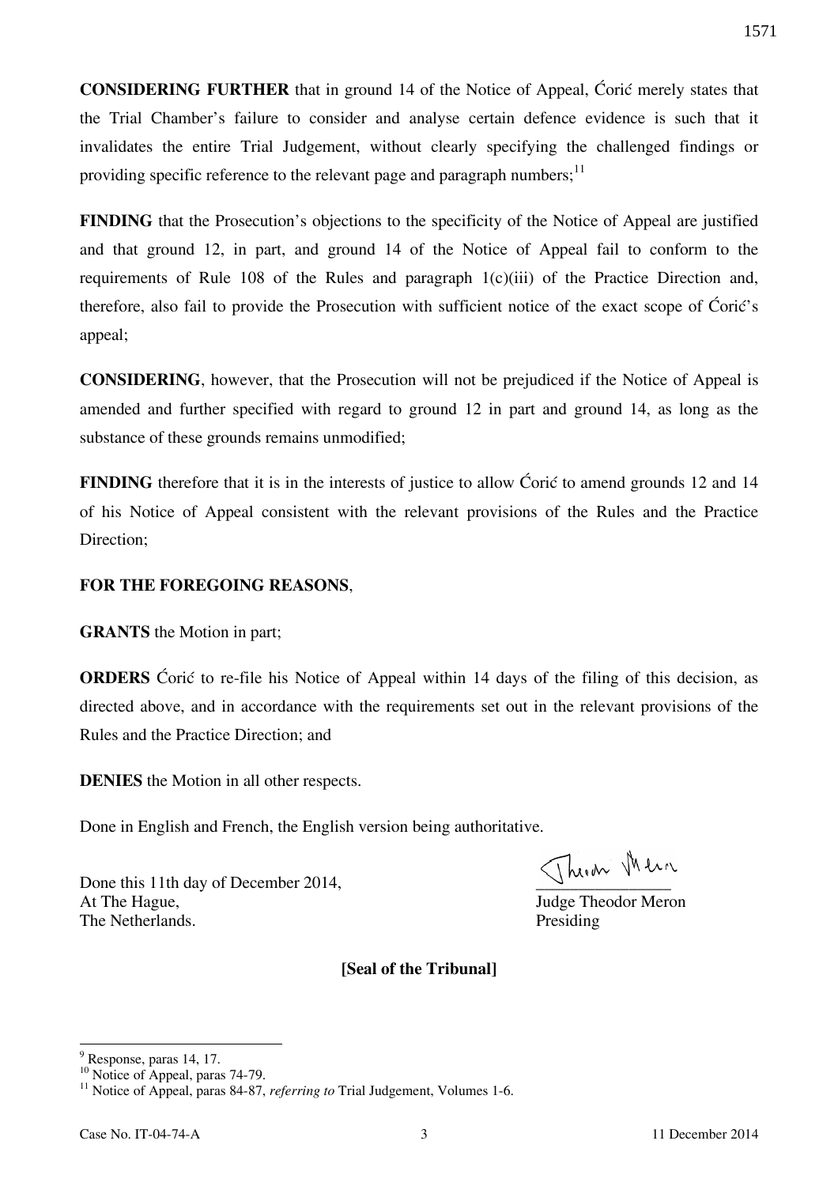**CONSIDERING FURTHER** that in ground 14 of the Notice of Appeal, Ćorić merely states that the Trial Chamber's failure to consider and analyse certain defence evidence is such that it invalidates the entire Trial Judgement, without clearly specifying the challenged findings or providing specific reference to the relevant page and paragraph numbers;[11]

**FINDING** that the Prosecution's objections to the specificity of the Notice of Appeal are justified and that ground 12, in part, and ground 14 of the Notice of Appeal fail to conform to the requirements of Rule 108 of the Rules and paragraph 1(c)(iii) of the Practice Direction and, therefore, also fail to provide the Prosecution with sufficient notice of the exact scope of Ćorić's appeal;

**CONSIDERING**, however, that the Prosecution will not be prejudiced if the Notice of Appeal is amended and further specified with regard to ground 12 in part and ground 14, as long as the substance of these grounds remains unmodified;

**FINDING** therefore that it is in the interests of justice to allow Ćorić to amend grounds 12 and 14 of his Notice of Appeal consistent with the relevant provisions of the Rules and the Practice Direction;

**FOR THE FOREGOING REASONS**,

**GRANTS** the Motion in part;

**ORDERS** Ćorić to re-file his Notice of Appeal within 14 days of the filing of this decision, as directed above, and in accordance with the requirements set out in the relevant provisions of the Rules and the Practice Direction; and

**DENIES** the Motion in all other respects.

Done in English and French, the English version being authoritative.

Done this 11th day of December 2014,
At The Hague,
The Netherlands.

Judge Theodor Meron
Presiding

**[Seal of the Tribunal]**

---

[9] Response, paras 14, 17.
[10] Notice of Appeal, paras 74-79.
[11] Notice of Appeal, paras 84-87, *referring to* Trial Judgement, Volumes 1-6.